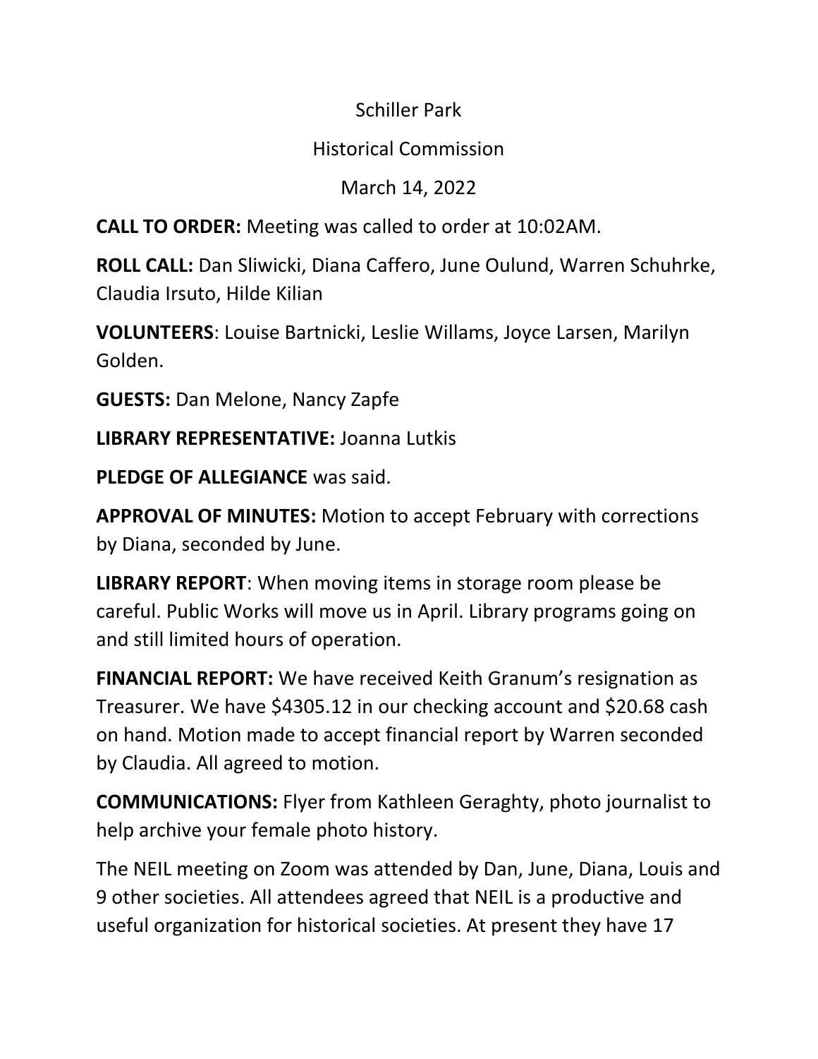Schiller Park

Historical Commission

March 14, 2022

**CALL TO ORDER:** Meeting was called to order at 10:02AM.

**ROLL CALL:** Dan Sliwicki, Diana Caffero, June Oulund, Warren Schuhrke, Claudia Irsuto, Hilde Kilian

**VOLUNTEERS**: Louise Bartnicki, Leslie Willams, Joyce Larsen, Marilyn Golden.

**GUESTS:** Dan Melone, Nancy Zapfe

**LIBRARY REPRESENTATIVE:** Joanna Lutkis

**PLEDGE OF ALLEGIANCE** was said.

**APPROVAL OF MINUTES:** Motion to accept February with corrections by Diana, seconded by June.

**LIBRARY REPORT**: When moving items in storage room please be careful. Public Works will move us in April. Library programs going on and still limited hours of operation.

**FINANCIAL REPORT:** We have received Keith Granum's resignation as Treasurer. We have $4305.12 in our checking account and $20.68 cash on hand. Motion made to accept financial report by Warren seconded by Claudia. All agreed to motion.

**COMMUNICATIONS:** Flyer from Kathleen Geraghty, photo journalist to help archive your female photo history.

The NEIL meeting on Zoom was attended by Dan, June, Diana, Louis and 9 other societies. All attendees agreed that NEIL is a productive and useful organization for historical societies. At present they have 17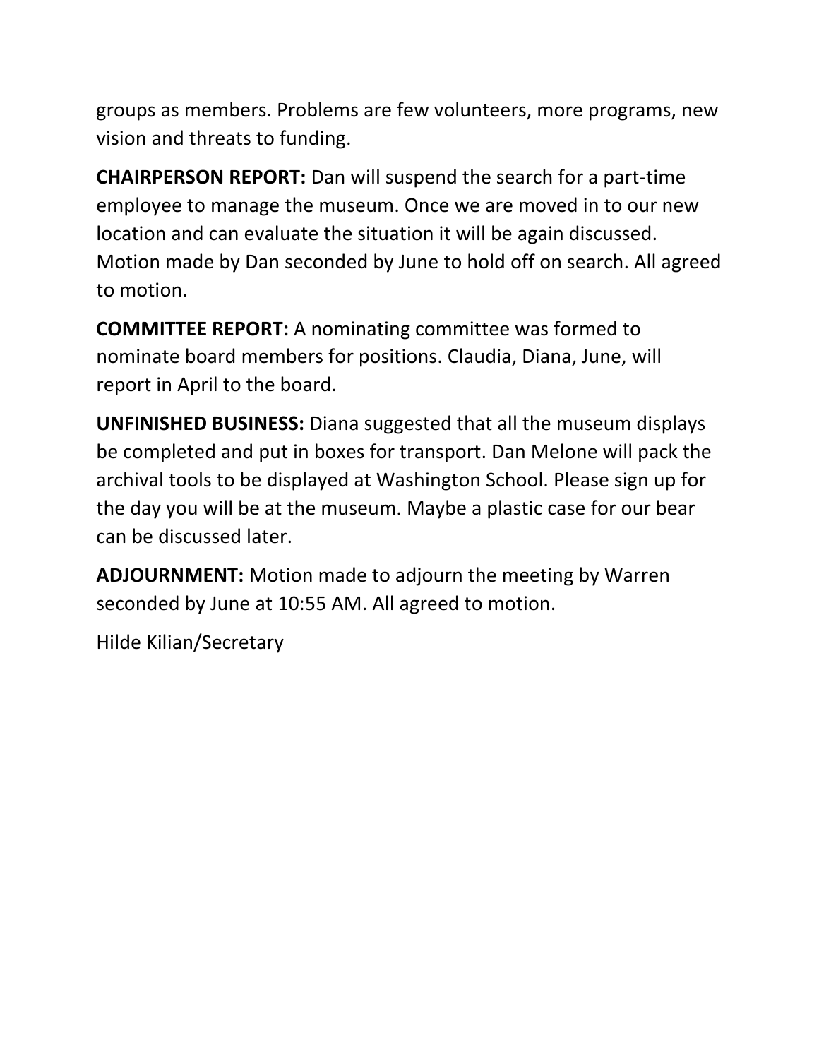groups as members. Problems are few volunteers, more programs, new vision and threats to funding.

**CHAIRPERSON REPORT:** Dan will suspend the search for a part-time employee to manage the museum. Once we are moved in to our new location and can evaluate the situation it will be again discussed. Motion made by Dan seconded by June to hold off on search. All agreed to motion.

**COMMITTEE REPORT:** A nominating committee was formed to nominate board members for positions. Claudia, Diana, June, will report in April to the board.

**UNFINISHED BUSINESS:** Diana suggested that all the museum displays be completed and put in boxes for transport. Dan Melone will pack the archival tools to be displayed at Washington School. Please sign up for the day you will be at the museum. Maybe a plastic case for our bear can be discussed later.

**ADJOURNMENT:** Motion made to adjourn the meeting by Warren seconded by June at 10:55 AM. All agreed to motion.

Hilde Kilian/Secretary